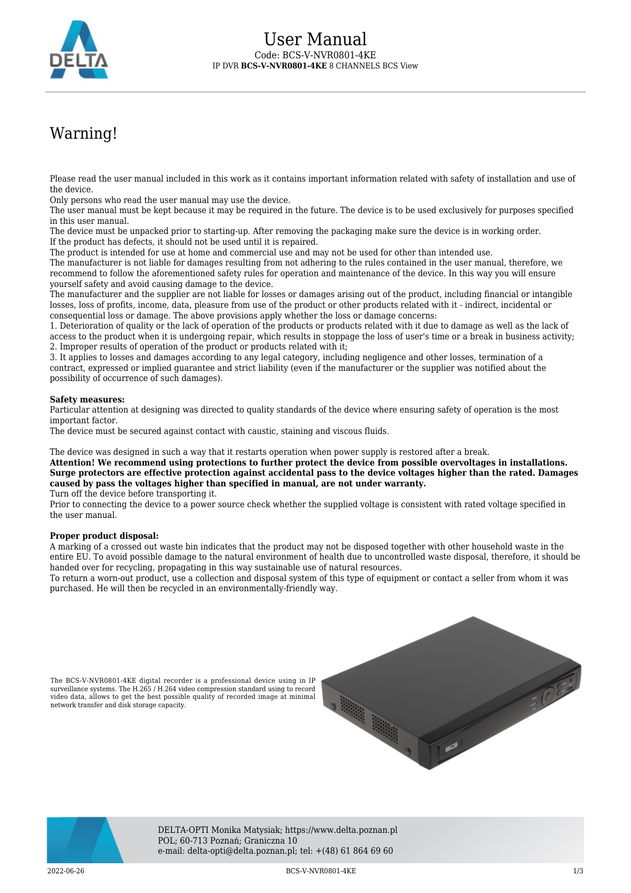# User Manual

Code: BCS-V-NVR0801-4KE

IP DVR **BCS-V-NVR0801-4KE** 8 CHANNELS BCS View

## Warning!

Please read the user manual included in this work as it contains important information related with safety of installation and use of the device.
Only persons who read the user manual may use the device.
The user manual must be kept because it may be required in the future. The device is to be used exclusively for purposes specified in this user manual.
The device must be unpacked prior to starting-up. After removing the packaging make sure the device is in working order.
If the product has defects, it should not be used until it is repaired.
The product is intended for use at home and commercial use and may not be used for other than intended use.
The manufacturer is not liable for damages resulting from not adhering to the rules contained in the user manual, therefore, we recommend to follow the aforementioned safety rules for operation and maintenance of the device. In this way you will ensure yourself safety and avoid causing damage to the device.
The manufacturer and the supplier are not liable for losses or damages arising out of the product, including financial or intangible losses, loss of profits, income, data, pleasure from use of the product or other products related with it - indirect, incidental or consequential loss or damage. The above provisions apply whether the loss or damage concerns:
1. Deterioration of quality or the lack of operation of the products or products related with it due to damage as well as the lack of access to the product when it is undergoing repair, which results in stoppage the loss of user's time or a break in business activity;
2. Improper results of operation of the product or products related with it;
3. It applies to losses and damages according to any legal category, including negligence and other losses, termination of a contract, expressed or implied guarantee and strict liability (even if the manufacturer or the supplier was notified about the possibility of occurrence of such damages).

**Safety measures:**
Particular attention at designing was directed to quality standards of the device where ensuring safety of operation is the most important factor.
The device must be secured against contact with caustic, staining and viscous fluids.

The device was designed in such a way that it restarts operation when power supply is restored after a break.
**Attention! We recommend using protections to further protect the device from possible overvoltages in installations. Surge protectors are effective protection against accidental pass to the device voltages higher than the rated. Damages caused by pass the voltages higher than specified in manual, are not under warranty.**
Turn off the device before transporting it.
Prior to connecting the device to a power source check whether the supplied voltage is consistent with rated voltage specified in the user manual.

**Proper product disposal:**
A marking of a crossed out waste bin indicates that the product may not be disposed together with other household waste in the entire EU. To avoid possible damage to the natural environment of health due to uncontrolled waste disposal, therefore, it should be handed over for recycling, propagating in this way sustainable use of natural resources.
To return a worn-out product, use a collection and disposal system of this type of equipment or contact a seller from whom it was purchased. He will then be recycled in an environmentally-friendly way.

The BCS-V-NVR0801-4KE digital recorder is a professional device using in IP surveillance systems. The H.265 / H.264 video compression standard using to record video data, allows to get the best possible quality of recorded image at minimal network transfer and disk storage capacity.

DELTA-OPTI Monika Matysiak; https://www.delta.poznan.pl
POL; 60-713 Poznań; Graniczna 10
e-mail: delta-opti@delta.poznan.pl; tel: +(48) 61 864 69 60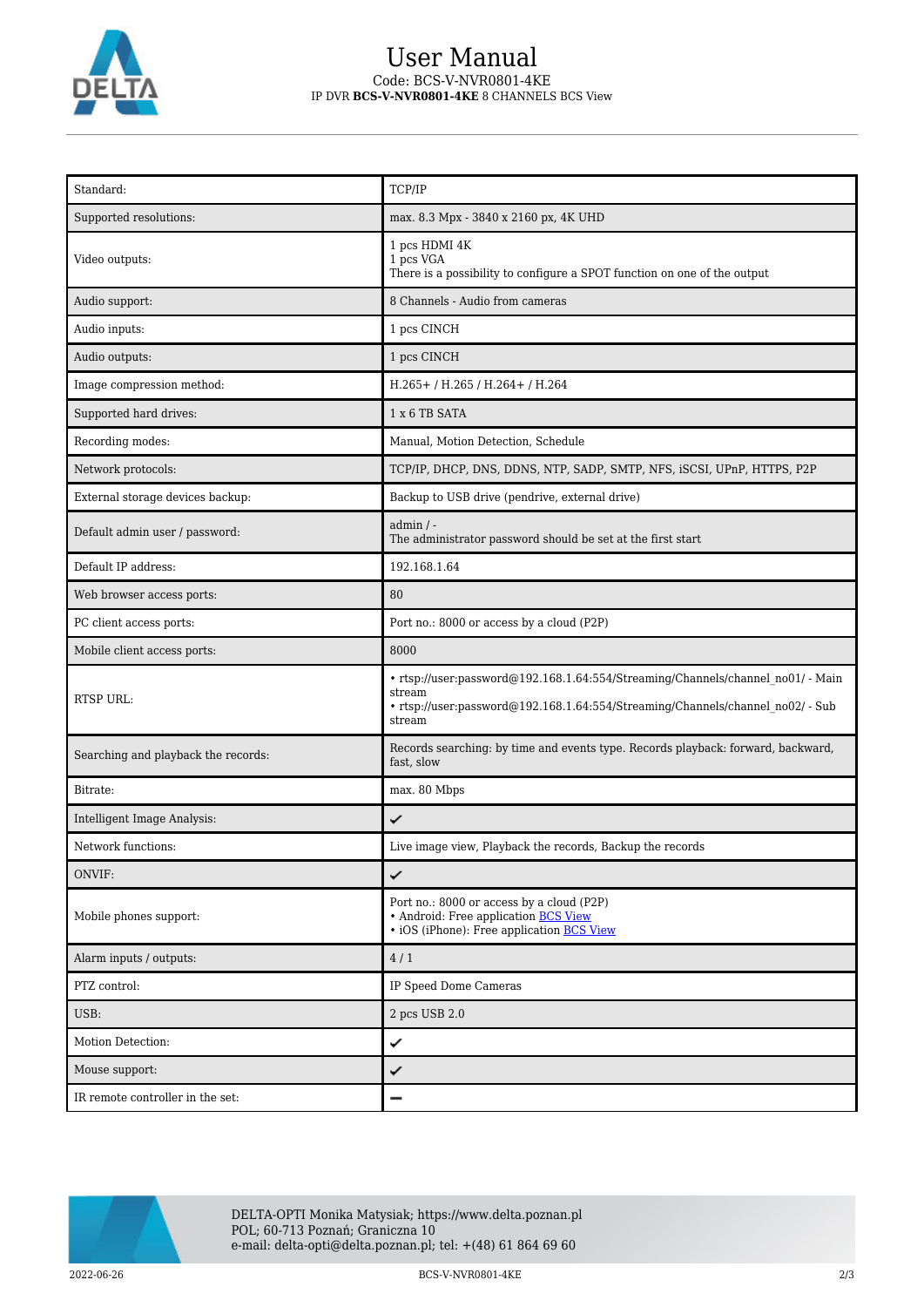# User Manual

Code: BCS-V-NVR0801-4KE

IP DVR **BCS-V-NVR0801-4KE** 8 CHANNELS BCS View

| | |
|---|---|
| Standard: | TCP/IP |
| Supported resolutions: | max. 8.3 Mpx - 3840 x 2160 px, 4K UHD |
| Video outputs: | 1 pcs HDMI 4K<br>1 pcs VGA<br>There is a possibility to configure a SPOT function on one of the output |
| Audio support: | 8 Channels - Audio from cameras |
| Audio inputs: | 1 pcs CINCH |
| Audio outputs: | 1 pcs CINCH |
| Image compression method: | H.265+ / H.265 / H.264+ / H.264 |
| Supported hard drives: | 1 x 6 TB SATA |
| Recording modes: | Manual, Motion Detection, Schedule |
| Network protocols: | TCP/IP, DHCP, DNS, DDNS, NTP, SADP, SMTP, NFS, iSCSI, UPnP, HTTPS, P2P |
| External storage devices backup: | Backup to USB drive (pendrive, external drive) |
| Default admin user / password: | admin / -<br>The administrator password should be set at the first start |
| Default IP address: | 192.168.1.64 |
| Web browser access ports: | 80 |
| PC client access ports: | Port no.: 8000 or access by a cloud (P2P) |
| Mobile client access ports: | 8000 |
| RTSP URL: | • rtsp://user:password@192.168.1.64:554/Streaming/Channels/channel_no01/ - Main stream<br>• rtsp://user:password@192.168.1.64:554/Streaming/Channels/channel_no02/ - Sub stream |
| Searching and playback the records: | Records searching: by time and events type. Records playback: forward, backward, fast, slow |
| Bitrate: | max. 80 Mbps |
| Intelligent Image Analysis: | ✔ |
| Network functions: | Live image view, Playback the records, Backup the records |
| ONVIF: | ✔ |
| Mobile phones support: | Port no.: 8000 or access by a cloud (P2P)<br>• Android: Free application BCS View<br>• iOS (iPhone): Free application BCS View |
| Alarm inputs / outputs: | 4 / 1 |
| PTZ control: | IP Speed Dome Cameras |
| USB: | 2 pcs USB 2.0 |
| Motion Detection: | ✔ |
| Mouse support: | ✔ |
| IR remote controller in the set: | – |

DELTA-OPTI Monika Matysiak; https://www.delta.poznan.pl
POL; 60-713 Poznań; Graniczna 10
e-mail: delta-opti@delta.poznan.pl; tel: +(48) 61 864 69 60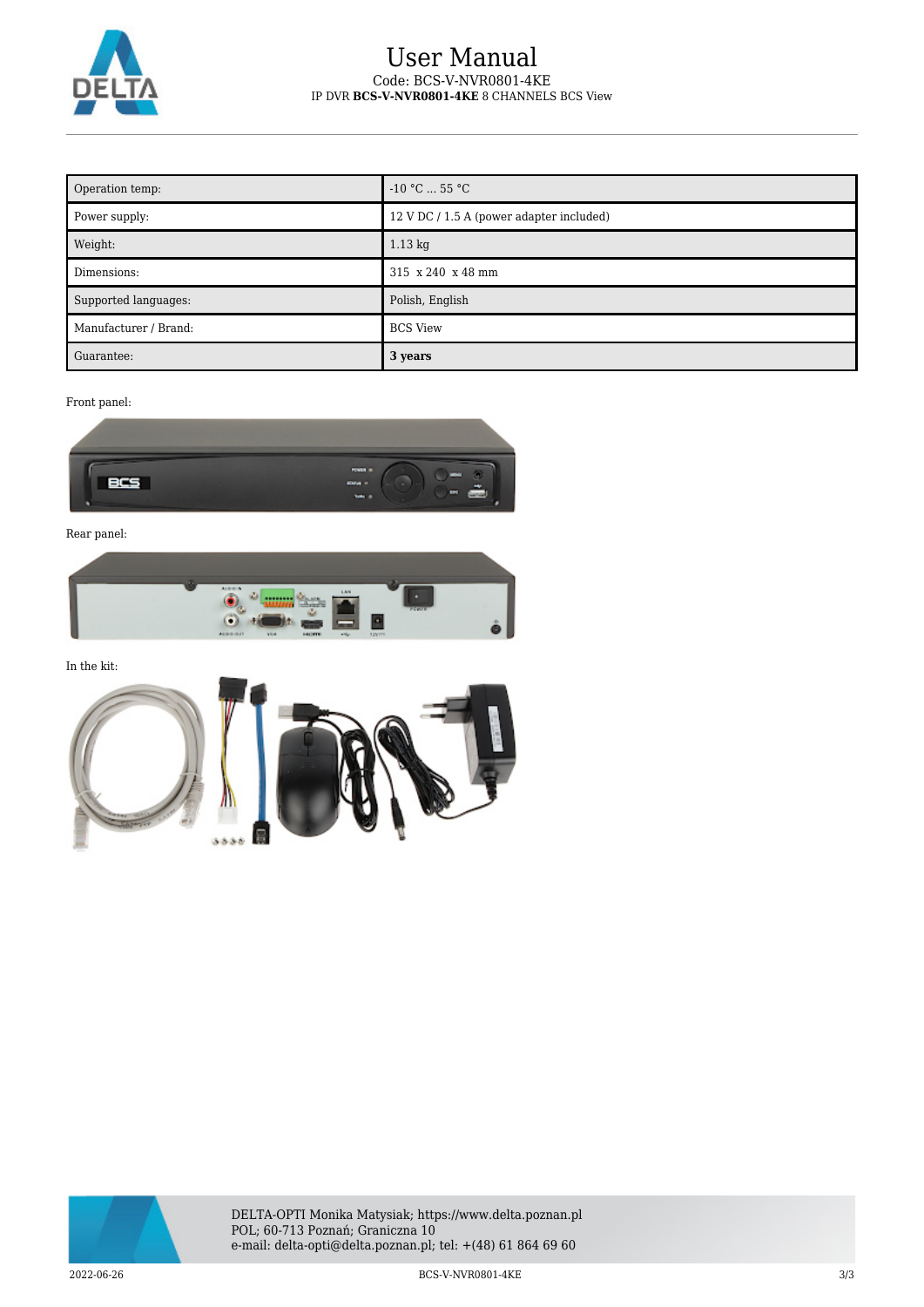| | |
|---|---|
| Operation temp: | -10 °C ... 55 °C |
| Power supply: | 12 V DC / 1.5 A (power adapter included) |
| Weight: | 1.13 kg |
| Dimensions: | 315 x 240 x 48 mm |
| Supported languages: | Polish, English |
| Manufacturer / Brand: | BCS View |
| Guarantee: | **3 years** |

Front panel:

Rear panel:

In the kit:

DELTA-OPTI Monika Matysiak; https://www.delta.poznan.pl
POL; 60-713 Poznań; Graniczna 10
e-mail: delta-opti@delta.poznan.pl; tel: +(48) 61 864 69 60